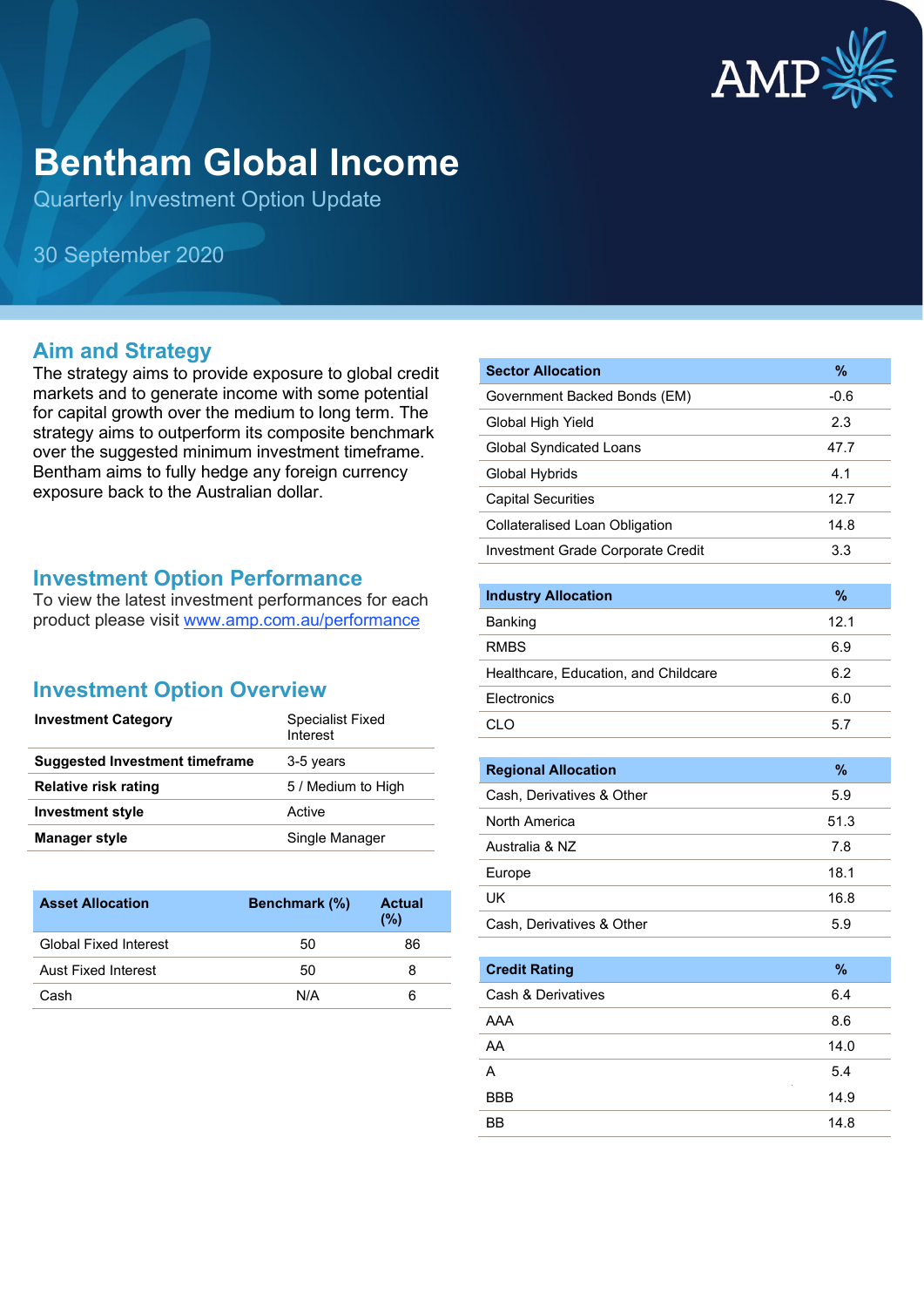# Bentham Global Income

Quarterly Investment Option Update

30 September 2020

## Aim and Strategy

The strategy aims to provide exposure to global credit markets and to generate income with some potential for capital growth over the medium to long term. The strategy aims to outperform its composite benchmark over the suggested minimum investment timeframe. Bentham aims to fully hedge any foreign currency exposure back to the Australian dollar.

## Investment Option Performance

To view the latest investment performances for each product please visit [www.amp.com.au/performance](www.amp.com.au/performance)

## Investment Option Overview

| | |
|---|---|
| **Investment Category** | Specialist Fixed Interest |
| **Suggested Investment timeframe** | 3-5 years |
| **Relative risk rating** | 5 / Medium to High |
| **Investment style** | Active |
| **Manager style** | Single Manager |

| Asset Allocation | Benchmark (%) | Actual (%) |
|---|---|---|
| Global Fixed Interest | 50 | 86 |
| Aust Fixed Interest | 50 | 8 |
| Cash | N/A | 6 |

| Sector Allocation | % |
|---|---|
| Government Backed Bonds (EM) | -0.6 |
| Global High Yield | 2.3 |
| Global Syndicated Loans | 47.7 |
| Global Hybrids | 4.1 |
| Capital Securities | 12.7 |
| Collateralised Loan Obligation | 14.8 |
| Investment Grade Corporate Credit | 3.3 |

| Industry Allocation | % |
|---|---|
| Banking | 12.1 |
| RMBS | 6.9 |
| Healthcare, Education, and Childcare | 6.2 |
| Electronics | 6.0 |
| CLO | 5.7 |

| Regional Allocation | % |
|---|---|
| Cash, Derivatives & Other | 5.9 |
| North America | 51.3 |
| Australia & NZ | 7.8 |
| Europe | 18.1 |
| UK | 16.8 |
| Cash, Derivatives & Other | 5.9 |

| Credit Rating | % |
|---|---|
| Cash & Derivatives | 6.4 |
| AAA | 8.6 |
| AA | 14.0 |
| A | 5.4 |
| BBB | 14.9 |
| BB | 14.8 |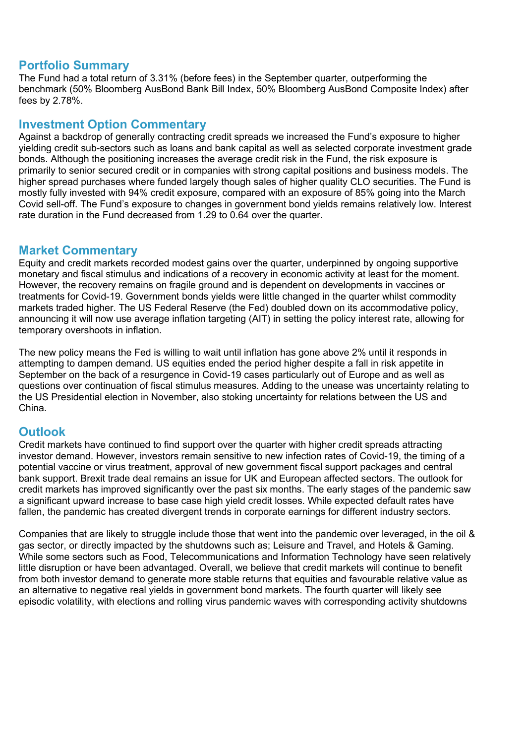## Portfolio Summary

The Fund had a total return of 3.31% (before fees) in the September quarter, outperforming the benchmark (50% Bloomberg AusBond Bank Bill Index, 50% Bloomberg AusBond Composite Index) after fees by 2.78%.

## Investment Option Commentary

Against a backdrop of generally contracting credit spreads we increased the Fund's exposure to higher yielding credit sub-sectors such as loans and bank capital as well as selected corporate investment grade bonds. Although the positioning increases the average credit risk in the Fund, the risk exposure is primarily to senior secured credit or in companies with strong capital positions and business models. The higher spread purchases where funded largely though sales of higher quality CLO securities. The Fund is mostly fully invested with 94% credit exposure, compared with an exposure of 85% going into the March Covid sell-off. The Fund's exposure to changes in government bond yields remains relatively low. Interest rate duration in the Fund decreased from 1.29 to 0.64 over the quarter.

## Market Commentary

Equity and credit markets recorded modest gains over the quarter, underpinned by ongoing supportive monetary and fiscal stimulus and indications of a recovery in economic activity at least for the moment. However, the recovery remains on fragile ground and is dependent on developments in vaccines or treatments for Covid-19. Government bonds yields were little changed in the quarter whilst commodity markets traded higher. The US Federal Reserve (the Fed) doubled down on its accommodative policy, announcing it will now use average inflation targeting (AIT) in setting the policy interest rate, allowing for temporary overshoots in inflation.

The new policy means the Fed is willing to wait until inflation has gone above 2% until it responds in attempting to dampen demand. US equities ended the period higher despite a fall in risk appetite in September on the back of a resurgence in Covid-19 cases particularly out of Europe and as well as questions over continuation of fiscal stimulus measures. Adding to the unease was uncertainty relating to the US Presidential election in November, also stoking uncertainty for relations between the US and China.

## Outlook

Credit markets have continued to find support over the quarter with higher credit spreads attracting investor demand. However, investors remain sensitive to new infection rates of Covid-19, the timing of a potential vaccine or virus treatment, approval of new government fiscal support packages and central bank support. Brexit trade deal remains an issue for UK and European affected sectors. The outlook for credit markets has improved significantly over the past six months. The early stages of the pandemic saw a significant upward increase to base case high yield credit losses. While expected default rates have fallen, the pandemic has created divergent trends in corporate earnings for different industry sectors.

Companies that are likely to struggle include those that went into the pandemic over leveraged, in the oil & gas sector, or directly impacted by the shutdowns such as; Leisure and Travel, and Hotels & Gaming. While some sectors such as Food, Telecommunications and Information Technology have seen relatively little disruption or have been advantaged. Overall, we believe that credit markets will continue to benefit from both investor demand to generate more stable returns that equities and favourable relative value as an alternative to negative real yields in government bond markets. The fourth quarter will likely see episodic volatility, with elections and rolling virus pandemic waves with corresponding activity shutdowns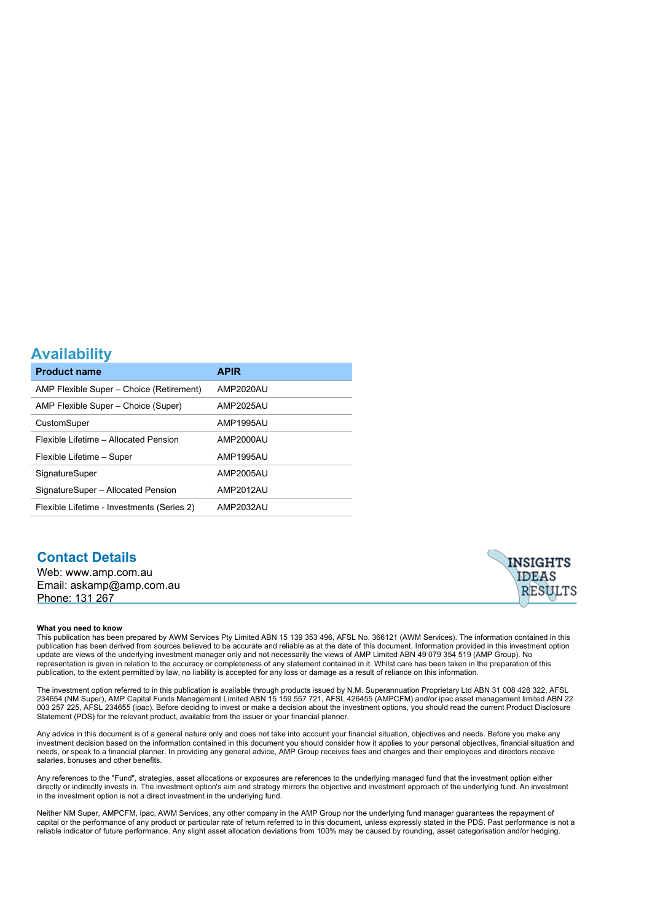## Availability

| Product name | APIR |
|---|---|
| AMP Flexible Super – Choice (Retirement) | AMP2020AU |
| AMP Flexible Super – Choice (Super) | AMP2025AU |
| CustomSuper | AMP1995AU |
| Flexible Lifetime – Allocated Pension | AMP2000AU |
| Flexible Lifetime – Super | AMP1995AU |
| SignatureSuper | AMP2005AU |
| SignatureSuper – Allocated Pension | AMP2012AU |
| Flexible Lifetime - Investments (Series 2) | AMP2032AU |

## Contact Details

Web: www.amp.com.au
Email: askamp@amp.com.au
Phone: 131 267

INSIGHTS IDEAS RESULTS

**What you need to know**

This publication has been prepared by AWM Services Pty Limited ABN 15 139 353 496, AFSL No. 366121 (AWM Services). The information contained in this publication has been derived from sources believed to be accurate and reliable as at the date of this document. Information provided in this investment option update are views of the underlying investment manager only and not necessarily the views of AMP Limited ABN 49 079 354 519 (AMP Group). No representation is given in relation to the accuracy or completeness of any statement contained in it. Whilst care has been taken in the preparation of this publication, to the extent permitted by law, no liability is accepted for any loss or damage as a result of reliance on this information.

The investment option referred to in this publication is available through products issued by N.M. Superannuation Proprietary Ltd ABN 31 008 428 322, AFSL 234654 (NM Super), AMP Capital Funds Management Limited ABN 15 159 557 721, AFSL 426455 (AMPCFM) and/or ipac asset management limited ABN 22 003 257 225, AFSL 234655 (ipac). Before deciding to invest or make a decision about the investment options, you should read the current Product Disclosure Statement (PDS) for the relevant product, available from the issuer or your financial planner.

Any advice in this document is of a general nature only and does not take into account your financial situation, objectives and needs. Before you make any investment decision based on the information contained in this document you should consider how it applies to your personal objectives, financial situation and needs, or speak to a financial planner. In providing any general advice, AMP Group receives fees and charges and their employees and directors receive salaries, bonuses and other benefits.

Any references to the "Fund", strategies, asset allocations or exposures are references to the underlying managed fund that the investment option either directly or indirectly invests in. The investment option's aim and strategy mirrors the objective and investment approach of the underlying fund. An investment in the investment option is not a direct investment in the underlying fund.

Neither NM Super, AMPCFM, ipac, AWM Services, any other company in the AMP Group nor the underlying fund manager guarantees the repayment of capital or the performance of any product or particular rate of return referred to in this document, unless expressly stated in the PDS. Past performance is not a reliable indicator of future performance. Any slight asset allocation deviations from 100% may be caused by rounding, asset categorisation and/or hedging.